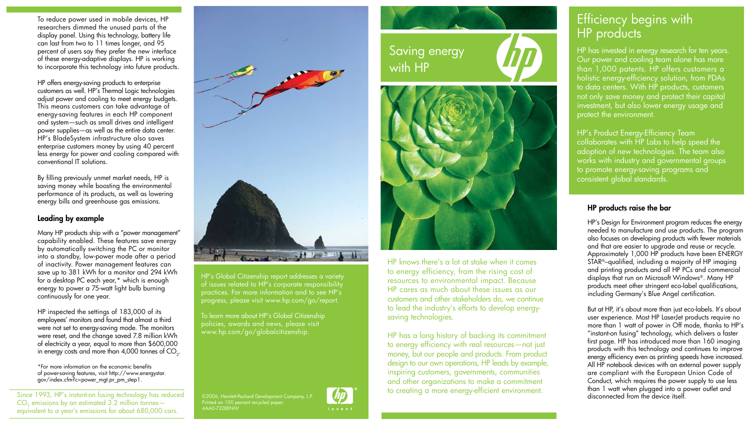# Saving energy with HP

## Efficiency begins with HP products

HP has invested in energy research for ten years. Our power and cooling team alone has more than 1,000 patents. HP offers customers a holistic energy-efficiency solution, from PDAs to data centers. With HP products, customers not only save money and protect their capital investment, but also lower energy usage and protect the environment.

HP's Product Energy-Efficiency Team collaborates with HP Labs to help speed the adoption of new technologies. The team also works with industry and governmental groups to promote energy-saving programs and consistent global standards.

HP knows there's a lot at stake when it comes to energy efficiency, from the rising cost of resources to environmental impact. Because HP cares as much about these issues as our customers and other stakeholders do, we continue to lead the industry's efforts to develop energy-saving technologies.

HP has a long history of backing its commitment to energy efficiency with real resources—not just money, but our people and products. From product design to our own operations, HP leads by example, inspiring customers, governments, communities and other organizations to make a commitment to creating a more energy-efficient environment.

### HP products raise the bar

HP's Design for Environment program reduces the energy needed to manufacture and use products. The program also focuses on developing products with fewer materials and that are easier to upgrade and reuse or recycle. Approximately 1,000 HP products have been ENERGY STAR®–qualified, including a majority of HP imaging and printing products and all HP PCs and commercial displays that run on Microsoft Windows®. Many HP products meet other stringent eco-label qualifications, including Germany's Blue Angel certification.

But at HP, it's about more than just eco-labels. It's about user experience. Most HP LaserJet products require no more than 1 watt of power in Off mode, thanks to HP's "instant-on fusing" technology, which delivers a faster first page. HP has introduced more than 160 imaging products with this technology and continues to improve energy efficiency even as printing speeds have increased. All HP notebook devices with an external power supply are compliant with the European Union Code of Conduct, which requires the power supply to use less than 1 watt when plugged into a power outlet and disconnected from the device itself.

To reduce power used in mobile devices, HP researchers dimmed the unused parts of the display panel. Using this technology, battery life can last from two to 11 times longer, and 95 percent of users say they prefer the new interface of these energy-adaptive displays. HP is working to incorporate this technology into future products.

HP offers energy-saving products to enterprise customers as well. HP's Thermal Logic technologies adjust power and cooling to meet energy budgets. This means customers can take advantage of energy-saving features in each HP component and system—such as small drives and intelligent power supplies—as well as the entire data center. HP's BladeSystem infrastructure also saves enterprise customers money by using 40 percent less energy for power and cooling compared with conventional IT solutions.

By filling previously unmet market needs, HP is saving money while boosting the environmental performance of its products, as well as lowering energy bills and greenhouse gas emissions.

### Leading by example

Many HP products ship with a "power management" capability enabled. These features save energy by automatically switching the PC or monitor into a standby, low-power mode after a period of inactivity. Power management features can save up to 381 kWh for a monitor and 294 kWh for a desktop PC each year,* which is enough energy to power a 75-watt light bulb burning continuously for one year.

HP inspected the settings of 183,000 of its employees' monitors and found that almost a third were not set to energy-saving mode. The monitors were reset, and the change saved 7.8 million kWh of electricity a year, equal to more than $600,000 in energy costs and more than 4,000 tonnes of $CO_2$.

*For more information on the economic benefits of power-saving features, visit http://www.energystar.gov/index.cfm?c=power_mgt.pr_pm_step1.

Since 1993, HP's instant-on fusing technology has reduced $CO_2$ emissions by an estimated 3.2 million tonnes—equivalent to a year's emissions for about 680,000 cars.

HP's Global Citizenship report addresses a variety of issues related to HP's corporate responsibility practices. For more information and to see HP's progress, please visit www.hp.com/go/report.

To learn more about HP's Global Citizenship policies, awards and news, please visit www.hp.com/go/globalcitizenship.

©2006, Hewlett-Packard Development Company, L.P.
Printed on 100 percent recycled paper.
4AA0-7328ENW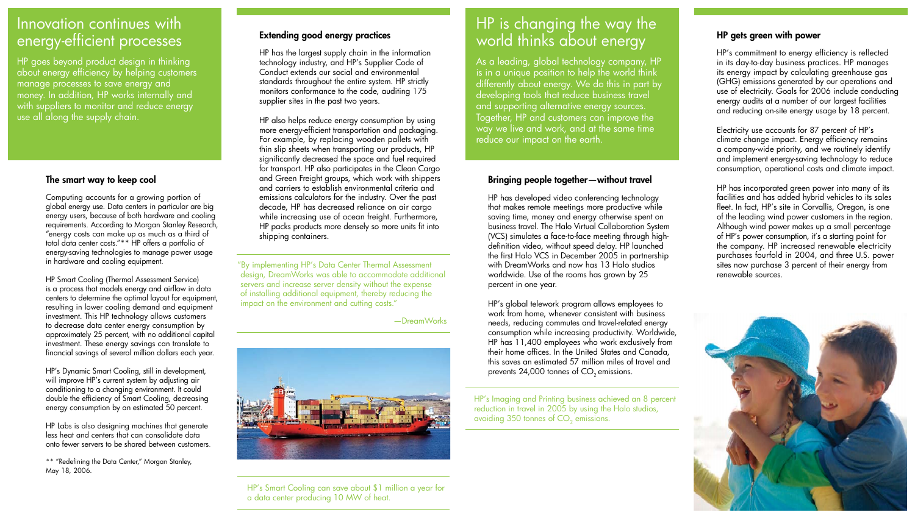# Innovation continues with energy-efficient processes

HP goes beyond product design in thinking about energy efficiency by helping customers manage processes to save energy and money. In addition, HP works internally and with suppliers to monitor and reduce energy use all along the supply chain.

### The smart way to keep cool

Computing accounts for a growing portion of global energy use. Data centers in particular are big energy users, because of both hardware and cooling requirements. According to Morgan Stanley Research, "energy costs can make up as much as a third of total data center costs."** HP offers a portfolio of energy-saving technologies to manage power usage in hardware and cooling equipment.

HP Smart Cooling (Thermal Assessment Service) is a process that models energy and airflow in data centers to determine the optimal layout for equipment, resulting in lower cooling demand and equipment investment. This HP technology allows customers to decrease data center energy consumption by approximately 25 percent, with no additional capital investment. These energy savings can translate to financial savings of several million dollars each year.

HP's Dynamic Smart Cooling, still in development, will improve HP's current system by adjusting air conditioning to a changing environment. It could double the efficiency of Smart Cooling, decreasing energy consumption by an estimated 50 percent.

HP Labs is also designing machines that generate less heat and centers that can consolidate data onto fewer servers to be shared between customers.

** "Redefining the Data Center," Morgan Stanley, May 18, 2006.

### Extending good energy practices

HP has the largest supply chain in the information technology industry, and HP's Supplier Code of Conduct extends our social and environmental standards throughout the entire system. HP strictly monitors conformance to the code, auditing 175 supplier sites in the past two years.

HP also helps reduce energy consumption by using more energy-efficient transportation and packaging. For example, by replacing wooden pallets with thin slip sheets when transporting our products, HP significantly decreased the space and fuel required for transport. HP also participates in the Clean Cargo and Green Freight groups, which work with shippers and carriers to establish environmental criteria and emissions calculators for the industry. Over the past decade, HP has decreased reliance on air cargo while increasing use of ocean freight. Furthermore, HP packs products more densely so more units fit into shipping containers.

"By implementing HP's Data Center Thermal Assessment design, DreamWorks was able to accommodate additional servers and increase server density without the expense of installing additional equipment, thereby reducing the impact on the environment and cutting costs."

—DreamWorks

HP's Smart Cooling can save about $1 million a year for a data center producing 10 MW of heat.

# HP is changing the way the world thinks about energy

As a leading, global technology company, HP is in a unique position to help the world think differently about energy. We do this in part by developing tools that reduce business travel and supporting alternative energy sources. Together, HP and customers can improve the way we live and work, and at the same time reduce our impact on the earth.

### Bringing people together—without travel

HP has developed video conferencing technology that makes remote meetings more productive while saving time, money and energy otherwise spent on business travel. The Halo Virtual Collaboration System (VCS) simulates a face-to-face meeting through high-definition video, without speed delay. HP launched the first Halo VCS in December 2005 in partnership with DreamWorks and now has 13 Halo studios worldwide. Use of the rooms has grown by 25 percent in one year.

HP's global telework program allows employees to work from home, whenever consistent with business needs, reducing commutes and travel-related energy consumption while increasing productivity. Worldwide, HP has 11,400 employees who work exclusively from their home offices. In the United States and Canada, this saves an estimated 57 million miles of travel and prevents 24,000 tonnes of $CO_2$ emissions.

HP's Imaging and Printing business achieved an 8 percent reduction in travel in 2005 by using the Halo studios, avoiding 350 tonnes of $CO_2$ emissions.

### HP gets green with power

HP's commitment to energy efficiency is reflected in its day-to-day business practices. HP manages its energy impact by calculating greenhouse gas (GHG) emissions generated by our operations and use of electricity. Goals for 2006 include conducting energy audits at a number of our largest facilities and reducing on-site energy usage by 18 percent.

Electricity use accounts for 87 percent of HP's climate change impact. Energy efficiency remains a company-wide priority, and we routinely identify and implement energy-saving technology to reduce consumption, operational costs and climate impact.

HP has incorporated green power into many of its facilities and has added hybrid vehicles to its sales fleet. In fact, HP's site in Corvallis, Oregon, is one of the leading wind power customers in the region. Although wind power makes up a small percentage of HP's power consumption, it's a starting point for the company. HP increased renewable electricity purchases fourfold in 2004, and three U.S. power sites now purchase 3 percent of their energy from renewable sources.